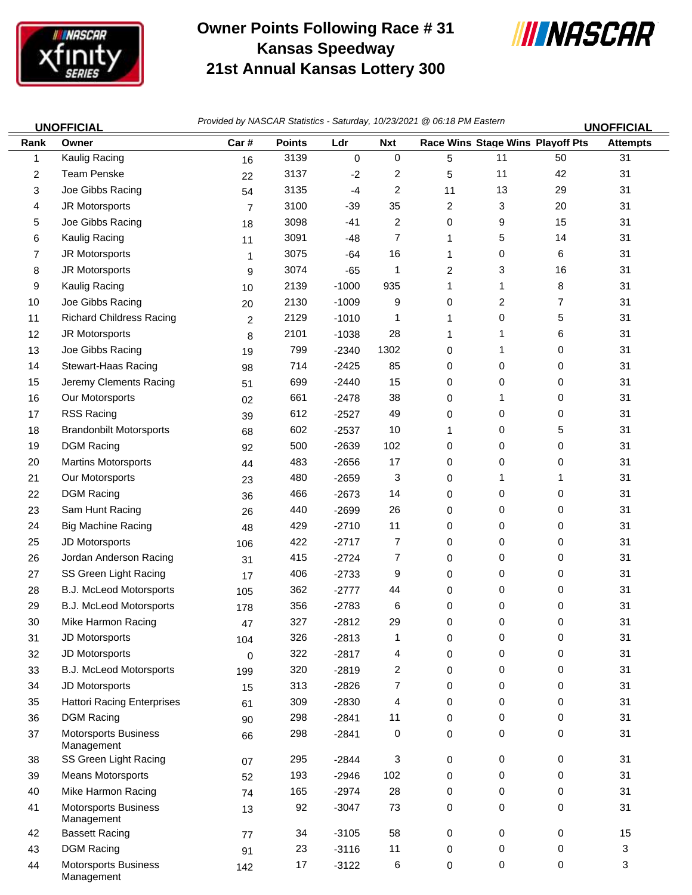# Owner Points Following Race # 31
# Kansas Speedway
# 21st Annual Kansas Lottery 300

UNOFFICIAL | *Provided by NASCAR Statistics - Saturday, 10/23/2021 @ 06:18 PM Eastern* | UNOFFICIAL

| Rank | Owner | Car # | Points | Ldr | Nxt | Race Wins | Stage Wins | Playoff Pts | Attempts |
|---|---|---|---|---|---|---|---|---|---|
| 1 | Kaulig Racing | 16 | 3139 | 0 | 0 | 5 | 11 | 50 | 31 |
| 2 | Team Penske | 22 | 3137 | -2 | 2 | 5 | 11 | 42 | 31 |
| 3 | Joe Gibbs Racing | 54 | 3135 | -4 | 2 | 11 | 13 | 29 | 31 |
| 4 | JR Motorsports | 7 | 3100 | -39 | 35 | 2 | 3 | 20 | 31 |
| 5 | Joe Gibbs Racing | 18 | 3098 | -41 | 2 | 0 | 9 | 15 | 31 |
| 6 | Kaulig Racing | 11 | 3091 | -48 | 7 | 1 | 5 | 14 | 31 |
| 7 | JR Motorsports | 1 | 3075 | -64 | 16 | 1 | 0 | 6 | 31 |
| 8 | JR Motorsports | 9 | 3074 | -65 | 1 | 2 | 3 | 16 | 31 |
| 9 | Kaulig Racing | 10 | 2139 | -1000 | 935 | 1 | 1 | 8 | 31 |
| 10 | Joe Gibbs Racing | 20 | 2130 | -1009 | 9 | 0 | 2 | 7 | 31 |
| 11 | Richard Childress Racing | 2 | 2129 | -1010 | 1 | 1 | 0 | 5 | 31 |
| 12 | JR Motorsports | 8 | 2101 | -1038 | 28 | 1 | 1 | 6 | 31 |
| 13 | Joe Gibbs Racing | 19 | 799 | -2340 | 1302 | 0 | 1 | 0 | 31 |
| 14 | Stewart-Haas Racing | 98 | 714 | -2425 | 85 | 0 | 0 | 0 | 31 |
| 15 | Jeremy Clements Racing | 51 | 699 | -2440 | 15 | 0 | 0 | 0 | 31 |
| 16 | Our Motorsports | 02 | 661 | -2478 | 38 | 0 | 1 | 0 | 31 |
| 17 | RSS Racing | 39 | 612 | -2527 | 49 | 0 | 0 | 0 | 31 |
| 18 | Brandonbilt Motorsports | 68 | 602 | -2537 | 10 | 1 | 0 | 5 | 31 |
| 19 | DGM Racing | 92 | 500 | -2639 | 102 | 0 | 0 | 0 | 31 |
| 20 | Martins Motorsports | 44 | 483 | -2656 | 17 | 0 | 0 | 0 | 31 |
| 21 | Our Motorsports | 23 | 480 | -2659 | 3 | 0 | 1 | 1 | 31 |
| 22 | DGM Racing | 36 | 466 | -2673 | 14 | 0 | 0 | 0 | 31 |
| 23 | Sam Hunt Racing | 26 | 440 | -2699 | 26 | 0 | 0 | 0 | 31 |
| 24 | Big Machine Racing | 48 | 429 | -2710 | 11 | 0 | 0 | 0 | 31 |
| 25 | JD Motorsports | 106 | 422 | -2717 | 7 | 0 | 0 | 0 | 31 |
| 26 | Jordan Anderson Racing | 31 | 415 | -2724 | 7 | 0 | 0 | 0 | 31 |
| 27 | SS Green Light Racing | 17 | 406 | -2733 | 9 | 0 | 0 | 0 | 31 |
| 28 | B.J. McLeod Motorsports | 105 | 362 | -2777 | 44 | 0 | 0 | 0 | 31 |
| 29 | B.J. McLeod Motorsports | 178 | 356 | -2783 | 6 | 0 | 0 | 0 | 31 |
| 30 | Mike Harmon Racing | 47 | 327 | -2812 | 29 | 0 | 0 | 0 | 31 |
| 31 | JD Motorsports | 104 | 326 | -2813 | 1 | 0 | 0 | 0 | 31 |
| 32 | JD Motorsports | 0 | 322 | -2817 | 4 | 0 | 0 | 0 | 31 |
| 33 | B.J. McLeod Motorsports | 199 | 320 | -2819 | 2 | 0 | 0 | 0 | 31 |
| 34 | JD Motorsports | 15 | 313 | -2826 | 7 | 0 | 0 | 0 | 31 |
| 35 | Hattori Racing Enterprises | 61 | 309 | -2830 | 4 | 0 | 0 | 0 | 31 |
| 36 | DGM Racing | 90 | 298 | -2841 | 11 | 0 | 0 | 0 | 31 |
| 37 | Motorsports Business Management | 66 | 298 | -2841 | 0 | 0 | 0 | 0 | 31 |
| 38 | SS Green Light Racing | 07 | 295 | -2844 | 3 | 0 | 0 | 0 | 31 |
| 39 | Means Motorsports | 52 | 193 | -2946 | 102 | 0 | 0 | 0 | 31 |
| 40 | Mike Harmon Racing | 74 | 165 | -2974 | 28 | 0 | 0 | 0 | 31 |
| 41 | Motorsports Business Management | 13 | 92 | -3047 | 73 | 0 | 0 | 0 | 31 |
| 42 | Bassett Racing | 77 | 34 | -3105 | 58 | 0 | 0 | 0 | 15 |
| 43 | DGM Racing | 91 | 23 | -3116 | 11 | 0 | 0 | 0 | 3 |
| 44 | Motorsports Business Management | 142 | 17 | -3122 | 6 | 0 | 0 | 0 | 3 |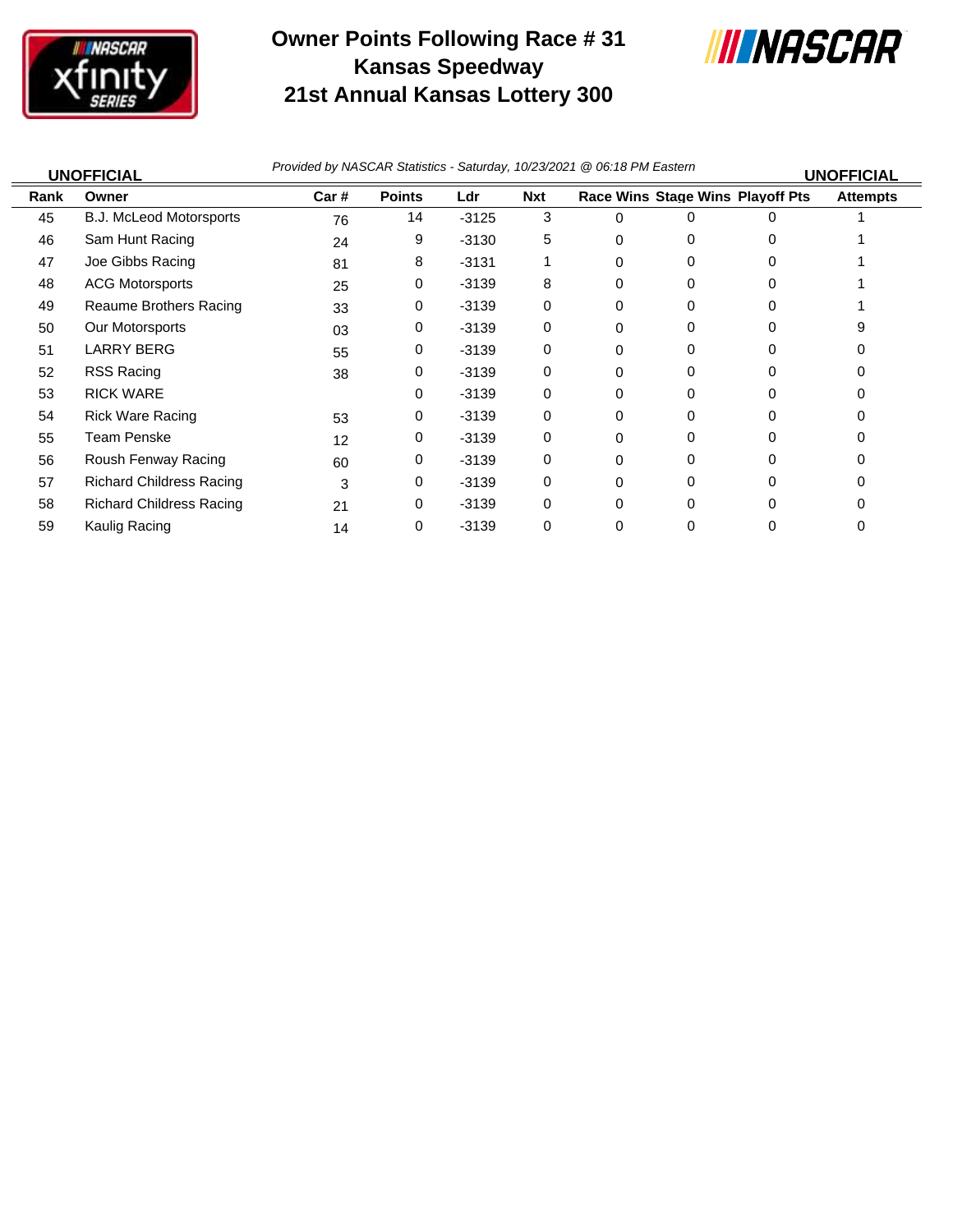# Owner Points Following Race # 31
# Kansas Speedway
# 21st Annual Kansas Lottery 300

**UNOFFICIAL** *Provided by NASCAR Statistics - Saturday, 10/23/2021 @ 06:18 PM Eastern* **UNOFFICIAL**

| Rank | Owner | Car # | Points | Ldr | Nxt | Race Wins | Stage Wins | Playoff Pts | Attempts |
|---|---|---|---|---|---|---|---|---|---|
| 45 | B.J. McLeod Motorsports | 76 | 14 | -3125 | 3 | 0 | 0 | 0 | 1 |
| 46 | Sam Hunt Racing | 24 | 9 | -3130 | 5 | 0 | 0 | 0 | 1 |
| 47 | Joe Gibbs Racing | 81 | 8 | -3131 | 1 | 0 | 0 | 0 | 1 |
| 48 | ACG Motorsports | 25 | 0 | -3139 | 8 | 0 | 0 | 0 | 1 |
| 49 | Reaume Brothers Racing | 33 | 0 | -3139 | 0 | 0 | 0 | 0 | 1 |
| 50 | Our Motorsports | 03 | 0 | -3139 | 0 | 0 | 0 | 0 | 9 |
| 51 | LARRY BERG | 55 | 0 | -3139 | 0 | 0 | 0 | 0 | 0 |
| 52 | RSS Racing | 38 | 0 | -3139 | 0 | 0 | 0 | 0 | 0 |
| 53 | RICK WARE | | 0 | -3139 | 0 | 0 | 0 | 0 | 0 |
| 54 | Rick Ware Racing | 53 | 0 | -3139 | 0 | 0 | 0 | 0 | 0 |
| 55 | Team Penske | 12 | 0 | -3139 | 0 | 0 | 0 | 0 | 0 |
| 56 | Roush Fenway Racing | 60 | 0 | -3139 | 0 | 0 | 0 | 0 | 0 |
| 57 | Richard Childress Racing | 3 | 0 | -3139 | 0 | 0 | 0 | 0 | 0 |
| 58 | Richard Childress Racing | 21 | 0 | -3139 | 0 | 0 | 0 | 0 | 0 |
| 59 | Kaulig Racing | 14 | 0 | -3139 | 0 | 0 | 0 | 0 | 0 |